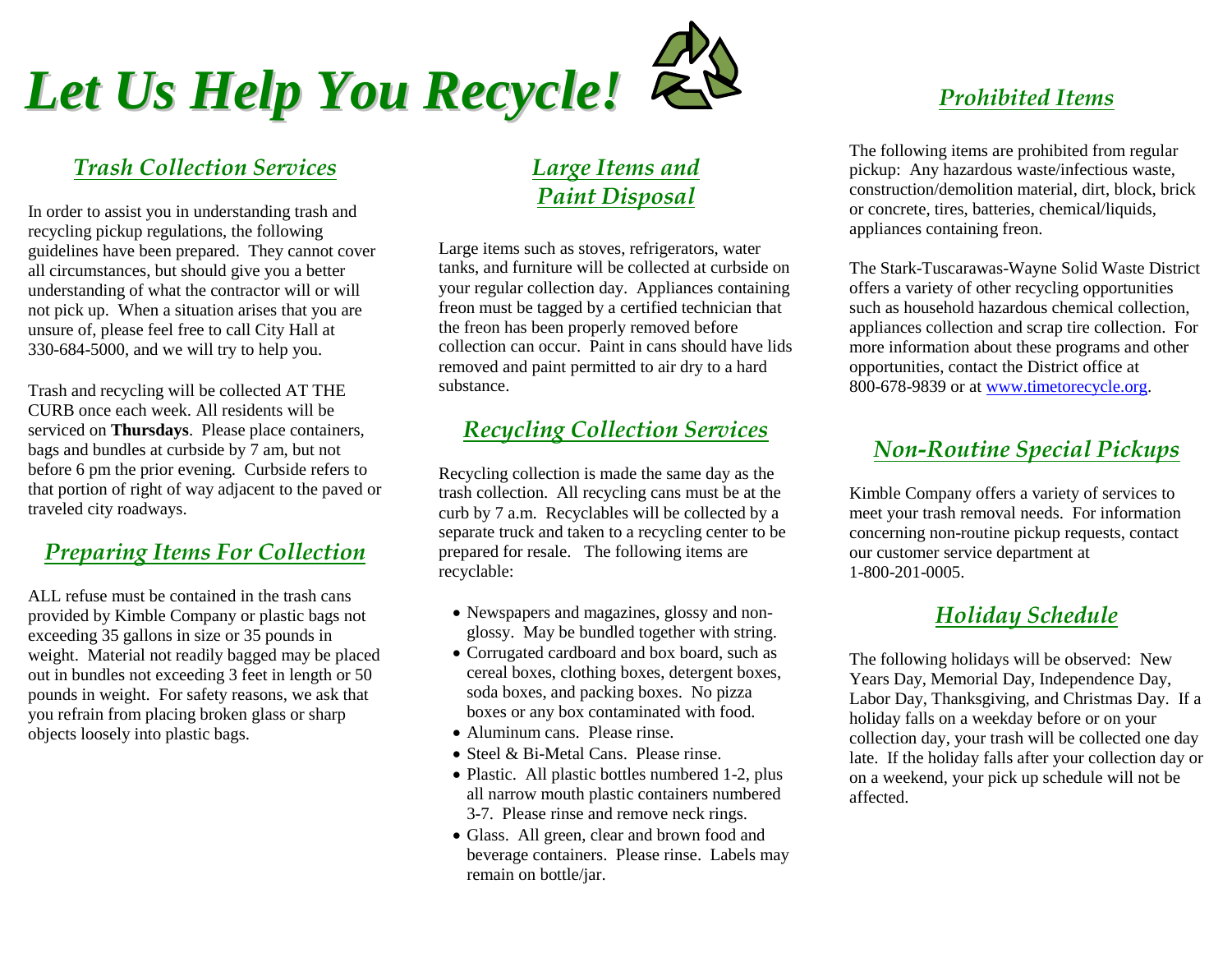# *Let Us Help You Recycle!*

## *Trash Collection Services*

In order to assist you in understanding trash and recycling pickup regulations, the following guidelines have been prepared. They cannot cover all circumstances, but should give you a better understanding of what the contractor will or will not pick up. When a situation arises that you are unsure of, please feel free to call City Hall at 330-684-5000, and we will try to help you.

Trash and recycling will be collected AT THE CURB once each week. All residents will be serviced on **Thursdays**. Please place containers, bags and bundles at curbside by 7 am, but not before 6 pm the prior evening. Curbside refers to that portion of right of way adjacent to the paved or traveled city roadways.

## *Preparing Items For Collection*

ALL refuse must be contained in the trash cans provided by Kimble Company or plastic bags not exceeding 35 gallons in size or 35 pounds in weight. Material not readily bagged may be placed out in bundles not exceeding 3 feet in length or 50 pounds in weight. For safety reasons, we ask that you refrain from placing broken glass or sharp objects loosely into plastic bags.

## *Large Items and Paint Disposal*

Large items such as stoves, refrigerators, water tanks, and furniture will be collected at curbside on your regular collection day. Appliances containing freon must be tagged by a certified technician that the freon has been properly removed before collection can occur. Paint in cans should have lids removed and paint permitted to air dry to a hard substance.

## *Recycling Collection Services*

Recycling collection is made the same day as the trash collection. All recycling cans must be at the curb by 7 a.m. Recyclables will be collected by a separate truck and taken to a recycling center to be prepared for resale. The following items are recyclable:

- Newspapers and magazines, glossy and non-glossy. May be bundled together with string.
- Corrugated cardboard and box board, such as cereal boxes, clothing boxes, detergent boxes, soda boxes, and packing boxes. No pizza boxes or any box contaminated with food.
- Aluminum cans. Please rinse.
- Steel & Bi-Metal Cans. Please rinse.
- Plastic. All plastic bottles numbered 1-2, plus all narrow mouth plastic containers numbered 3-7. Please rinse and remove neck rings.
- Glass. All green, clear and brown food and beverage containers. Please rinse. Labels may remain on bottle/jar.

## *Prohibited Items*

The following items are prohibited from regular pickup: Any hazardous waste/infectious waste, construction/demolition material, dirt, block, brick or concrete, tires, batteries, chemical/liquids, appliances containing freon.

The Stark-Tuscarawas-Wayne Solid Waste District offers a variety of other recycling opportunities such as household hazardous chemical collection, appliances collection and scrap tire collection. For more information about these programs and other opportunities, contact the District office at 800-678-9839 or at www.timetorecycle.org.

## *Non-Routine Special Pickups*

Kimble Company offers a variety of services to meet your trash removal needs. For information concerning non-routine pickup requests, contact our customer service department at 1-800-201-0005.

## *Holiday Schedule*

The following holidays will be observed: New Years Day, Memorial Day, Independence Day, Labor Day, Thanksgiving, and Christmas Day. If a holiday falls on a weekday before or on your collection day, your trash will be collected one day late. If the holiday falls after your collection day or on a weekend, your pick up schedule will not be affected.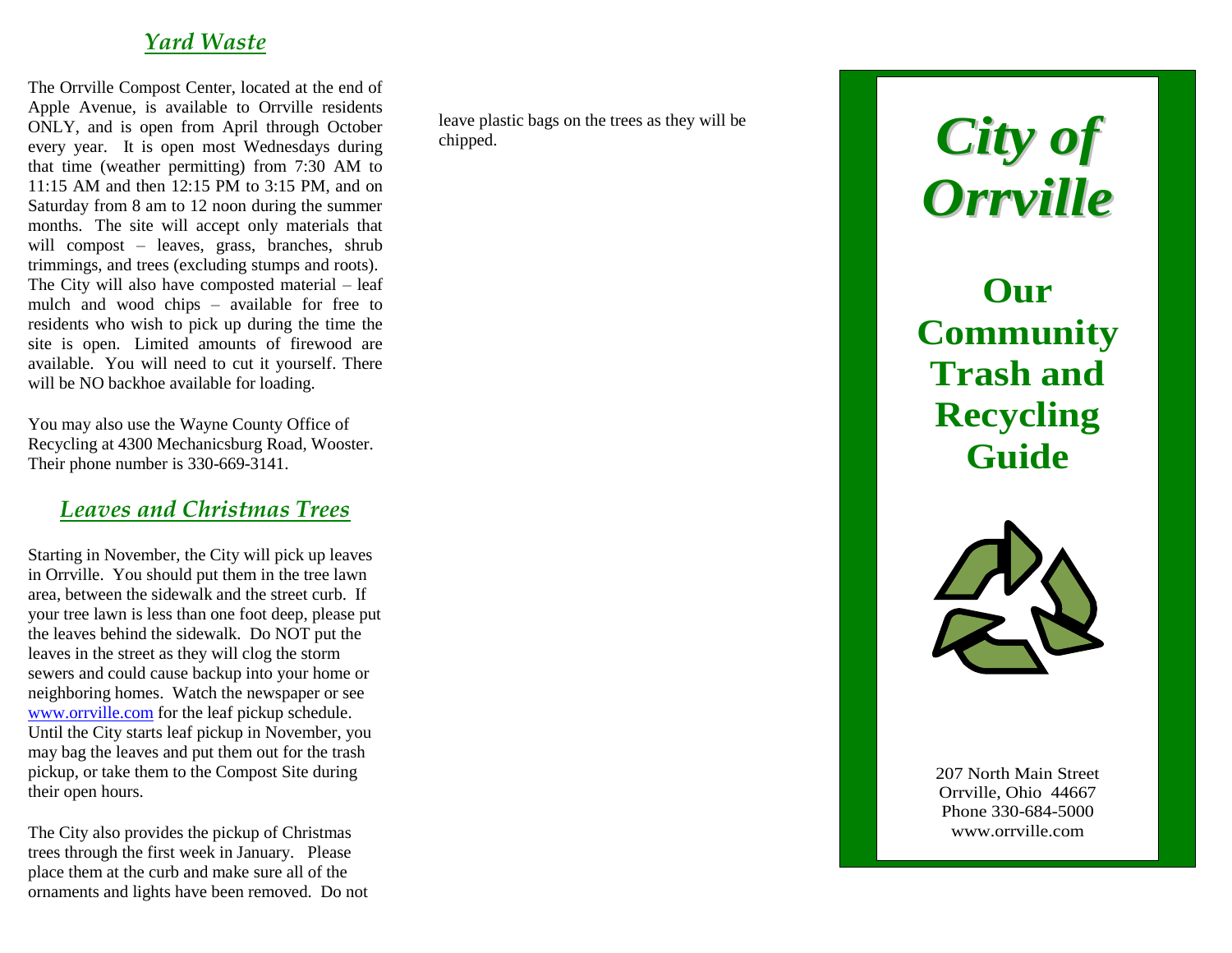## *Yard Waste*

The Orrville Compost Center, located at the end of Apple Avenue, is available to Orrville residents ONLY, and is open from April through October every year. It is open most Wednesdays during that time (weather permitting) from 7:30 AM to 11:15 AM and then 12:15 PM to 3:15 PM, and on Saturday from 8 am to 12 noon during the summer months. The site will accept only materials that will compost – leaves, grass, branches, shrub trimmings, and trees (excluding stumps and roots). The City will also have composted material – leaf mulch and wood chips – available for free to residents who wish to pick up during the time the site is open. Limited amounts of firewood are available. You will need to cut it yourself. There will be NO backhoe available for loading.

You may also use the Wayne County Office of Recycling at 4300 Mechanicsburg Road, Wooster. Their phone number is 330-669-3141.

## *Leaves and Christmas Trees*

Starting in November, the City will pick up leaves in Orrville. You should put them in the tree lawn area, between the sidewalk and the street curb. If your tree lawn is less than one foot deep, please put the leaves behind the sidewalk. Do NOT put the leaves in the street as they will clog the storm sewers and could cause backup into your home or neighboring homes. Watch the newspaper or see [www.orrville.com](http://www.orrville.com) for the leaf pickup schedule. Until the City starts leaf pickup in November, you may bag the leaves and put them out for the trash pickup, or take them to the Compost Site during their open hours.

The City also provides the pickup of Christmas trees through the first week in January. Please place them at the curb and make sure all of the ornaments and lights have been removed. Do not leave plastic bags on the trees as they will be chipped.

# *City of Orrville*

# **Our Community Trash and Recycling Guide**

207 North Main Street
Orrville, Ohio 44667
Phone 330-684-5000
www.orrville.com